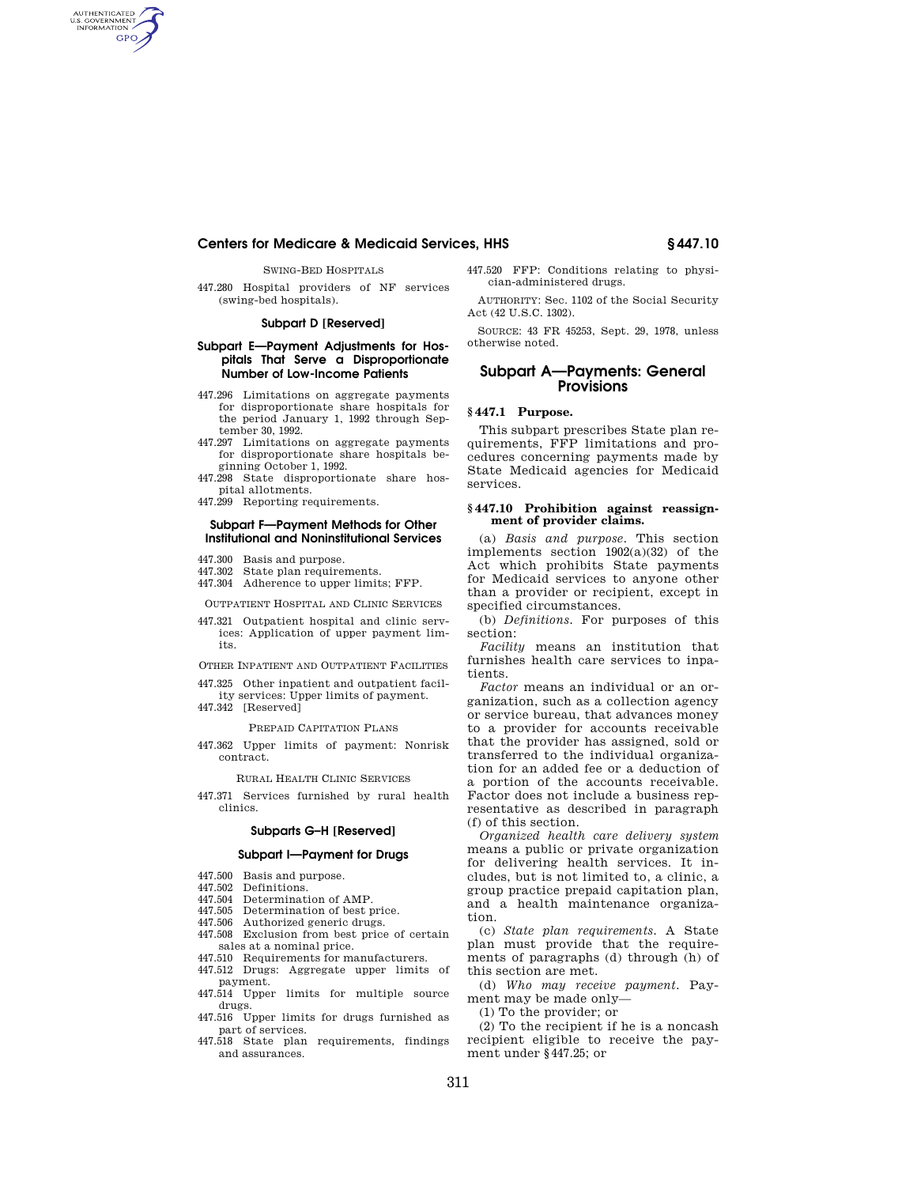SWING-BED HOSPITALS

447.280 Hospital providers of NF services (swing-bed hospitals).

### Subpart D [Reserved]

### Subpart E—Payment Adjustments for Hospitals That Serve a Disproportionate Number of Low-Income Patients

447.296 Limitations on aggregate payments for disproportionate share hospitals for the period January 1, 1992 through September 30, 1992.
447.297 Limitations on aggregate payments for disproportionate share hospitals beginning October 1, 1992.
447.298 State disproportionate share hospital allotments.
447.299 Reporting requirements.

### Subpart F—Payment Methods for Other Institutional and Noninstitutional Services

447.300 Basis and purpose.
447.302 State plan requirements.
447.304 Adherence to upper limits; FFP.

OUTPATIENT HOSPITAL AND CLINIC SERVICES

447.321 Outpatient hospital and clinic services: Application of upper payment limits.

OTHER INPATIENT AND OUTPATIENT FACILITIES

447.325 Other inpatient and outpatient facility services: Upper limits of payment.
447.342 [Reserved]

PREPAID CAPITATION PLANS

447.362 Upper limits of payment: Nonrisk contract.

RURAL HEALTH CLINIC SERVICES

447.371 Services furnished by rural health clinics.

### Subparts G–H [Reserved]

### Subpart I—Payment for Drugs

447.500 Basis and purpose.
447.502 Definitions.
447.504 Determination of AMP.
447.505 Determination of best price.
447.506 Authorized generic drugs.
447.508 Exclusion from best price of certain sales at a nominal price.
447.510 Requirements for manufacturers.
447.512 Drugs: Aggregate upper limits of payment.
447.514 Upper limits for multiple source drugs.
447.516 Upper limits for drugs furnished as part of services.
447.518 State plan requirements, findings and assurances.
447.520 FFP: Conditions relating to physician-administered drugs.

AUTHORITY: Sec. 1102 of the Social Security Act (42 U.S.C. 1302).

SOURCE: 43 FR 45253, Sept. 29, 1978, unless otherwise noted.

## Subpart A—Payments: General Provisions

### § 447.1 Purpose.

This subpart prescribes State plan requirements, FFP limitations and procedures concerning payments made by State Medicaid agencies for Medicaid services.

### § 447.10 Prohibition against reassignment of provider claims.

(a) *Basis and purpose.* This section implements section 1902(a)(32) of the Act which prohibits State payments for Medicaid services to anyone other than a provider or recipient, except in specified circumstances.

(b) *Definitions.* For purposes of this section:

*Facility* means an institution that furnishes health care services to inpatients.

*Factor* means an individual or an organization, such as a collection agency or service bureau, that advances money to a provider for accounts receivable that the provider has assigned, sold or transferred to the individual organization for an added fee or a deduction of a portion of the accounts receivable. Factor does not include a business representative as described in paragraph (f) of this section.

*Organized health care delivery system* means a public or private organization for delivering health services. It includes, but is not limited to, a clinic, a group practice prepaid capitation plan, and a health maintenance organization.

(c) *State plan requirements.* A State plan must provide that the requirements of paragraphs (d) through (h) of this section are met.

(d) *Who may receive payment.* Payment may be made only—

(1) To the provider; or

(2) To the recipient if he is a noncash recipient eligible to receive the payment under § 447.25; or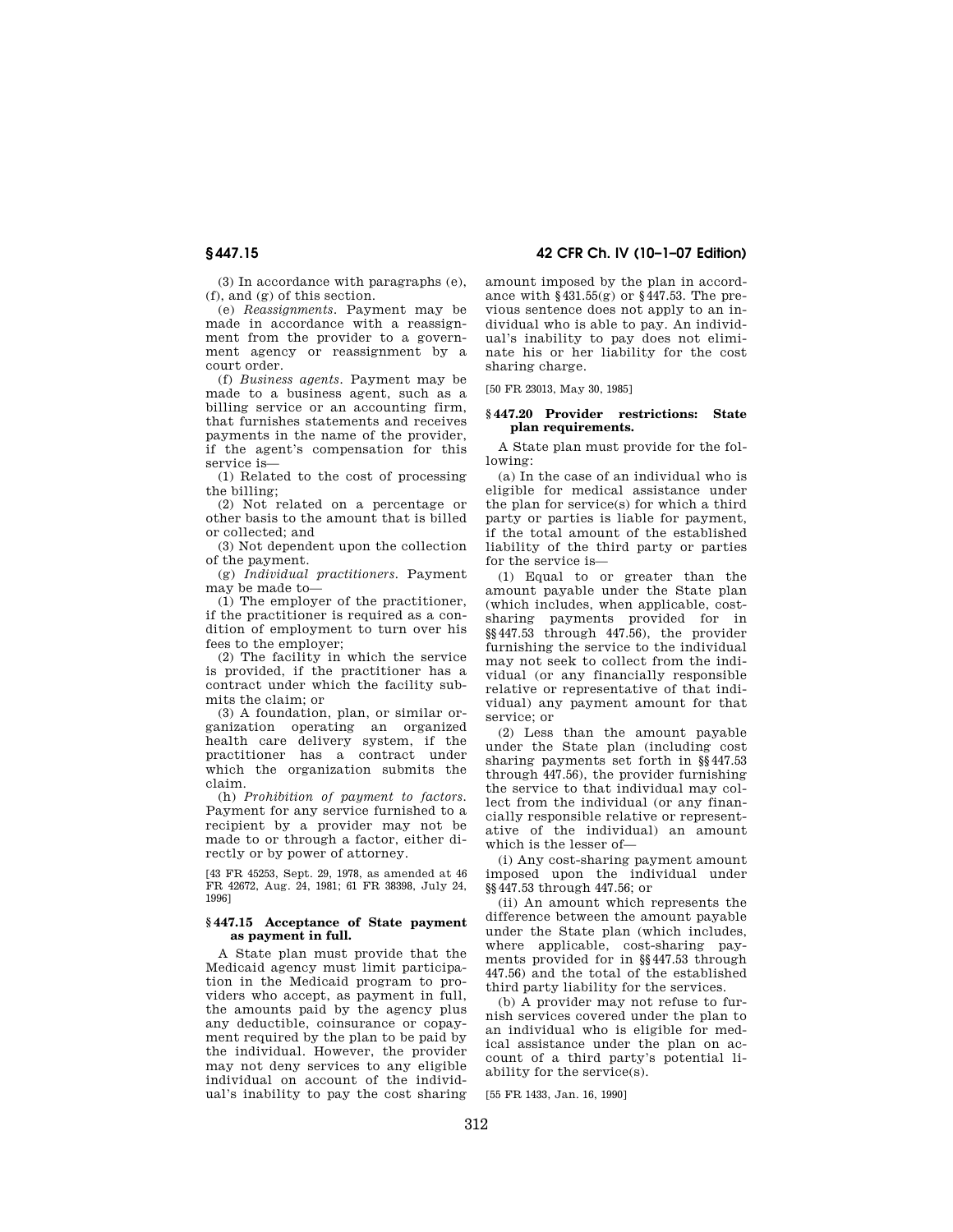(3) In accordance with paragraphs (e), (f), and (g) of this section.

(e) *Reassignments.* Payment may be made in accordance with a reassignment from the provider to a government agency or reassignment by a court order.

(f) *Business agents.* Payment may be made to a business agent, such as a billing service or an accounting firm, that furnishes statements and receives payments in the name of the provider, if the agent's compensation for this service is—

(1) Related to the cost of processing the billing;

(2) Not related on a percentage or other basis to the amount that is billed or collected; and

(3) Not dependent upon the collection of the payment.

(g) *Individual practitioners.* Payment may be made to—

(1) The employer of the practitioner, if the practitioner is required as a condition of employment to turn over his fees to the employer;

(2) The facility in which the service is provided, if the practitioner has a contract under which the facility submits the claim; or

(3) A foundation, plan, or similar organization operating an organized health care delivery system, if the practitioner has a contract under which the organization submits the claim.

(h) *Prohibition of payment to factors.* Payment for any service furnished to a recipient by a provider may not be made to or through a factor, either directly or by power of attorney.

[43 FR 45253, Sept. 29, 1978, as amended at 46 FR 42672, Aug. 24, 1981; 61 FR 38398, July 24, 1996]

## § 447.15 Acceptance of State payment as payment in full.

A State plan must provide that the Medicaid agency must limit participation in the Medicaid program to providers who accept, as payment in full, the amounts paid by the agency plus any deductible, coinsurance or copayment required by the plan to be paid by the individual. However, the provider may not deny services to any eligible individual on account of the individual's inability to pay the cost sharing amount imposed by the plan in accordance with § 431.55(g) or § 447.53. The previous sentence does not apply to an individual who is able to pay. An individual's inability to pay does not eliminate his or her liability for the cost sharing charge.

[50 FR 23013, May 30, 1985]

## § 447.20 Provider restrictions: State plan requirements.

A State plan must provide for the following:

(a) In the case of an individual who is eligible for medical assistance under the plan for service(s) for which a third party or parties is liable for payment, if the total amount of the established liability of the third party or parties for the service is—

(1) Equal to or greater than the amount payable under the State plan (which includes, when applicable, cost-sharing payments provided for in §§ 447.53 through 447.56), the provider furnishing the service to the individual may not seek to collect from the individual (or any financially responsible relative or representative of that individual) any payment amount for that service; or

(2) Less than the amount payable under the State plan (including cost sharing payments set forth in §§ 447.53 through 447.56), the provider furnishing the service to that individual may collect from the individual (or any financially responsible relative or representative of the individual) an amount which is the lesser of—

(i) Any cost-sharing payment amount imposed upon the individual under §§ 447.53 through 447.56; or

(ii) An amount which represents the difference between the amount payable under the State plan (which includes, where applicable, cost-sharing payments provided for in §§ 447.53 through 447.56) and the total of the established third party liability for the services.

(b) A provider may not refuse to furnish services covered under the plan to an individual who is eligible for medical assistance under the plan on account of a third party's potential liability for the service(s).

[55 FR 1433, Jan. 16, 1990]